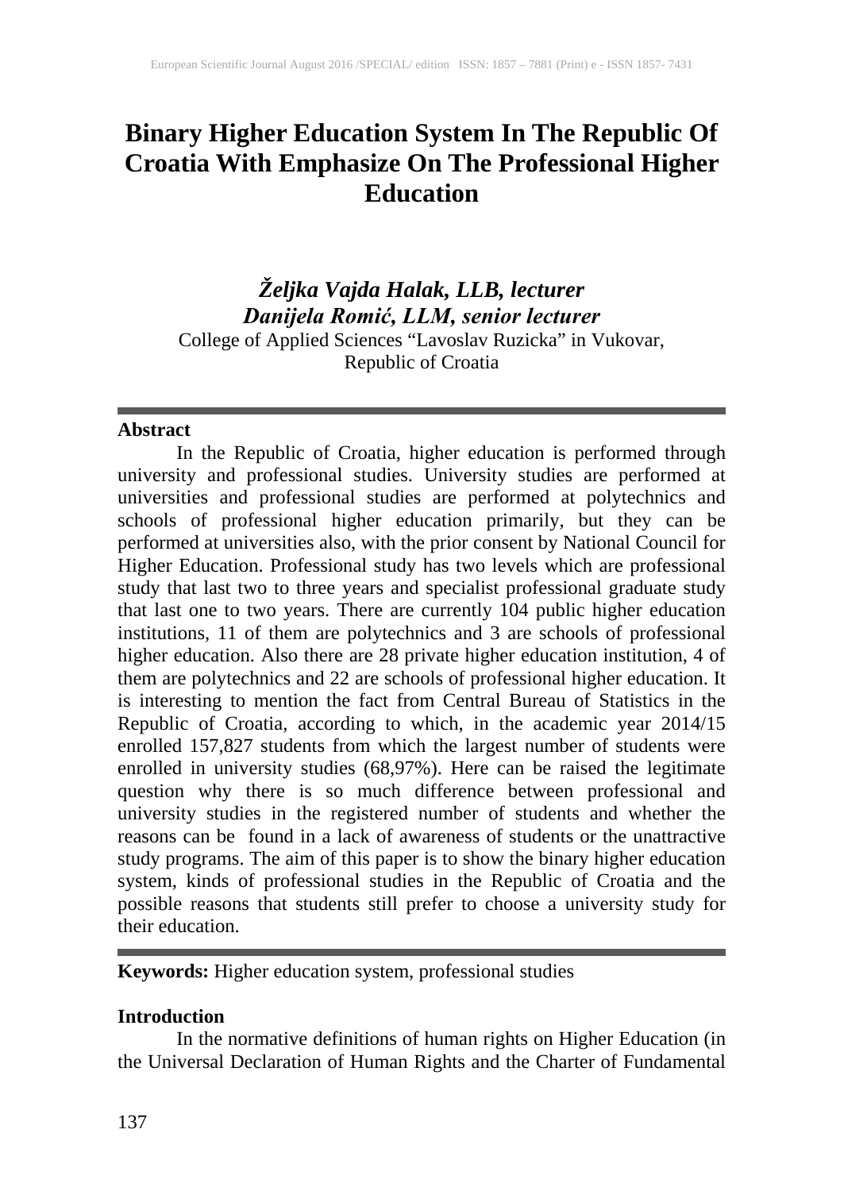# Binary Higher Education System In The Republic Of Croatia With Emphasize On The Professional Higher Education

***Željka Vajda Halak, LLB, lecturer***
***Danijela Romić, LLM, senior lecturer***
College of Applied Sciences "Lavoslav Ruzicka" in Vukovar, Republic of Croatia

---

**Abstract**

In the Republic of Croatia, higher education is performed through university and professional studies. University studies are performed at universities and professional studies are performed at polytechnics and schools of professional higher education primarily, but they can be performed at universities also, with the prior consent by National Council for Higher Education. Professional study has two levels which are professional study that last two to three years and specialist professional graduate study that last one to two years. There are currently 104 public higher education institutions, 11 of them are polytechnics and 3 are schools of professional higher education. Also there are 28 private higher education institution, 4 of them are polytechnics and 22 are schools of professional higher education. It is interesting to mention the fact from Central Bureau of Statistics in the Republic of Croatia, according to which, in the academic year 2014/15 enrolled 157,827 students from which the largest number of students were enrolled in university studies (68,97%). Here can be raised the legitimate question why there is so much difference between professional and university studies in the registered number of students and whether the reasons can be found in a lack of awareness of students or the unattractive study programs. The aim of this paper is to show the binary higher education system, kinds of professional studies in the Republic of Croatia and the possible reasons that students still prefer to choose a university study for their education.

---

**Keywords:** Higher education system, professional studies

## Introduction

In the normative definitions of human rights on Higher Education (in the Universal Declaration of Human Rights and the Charter of Fundamental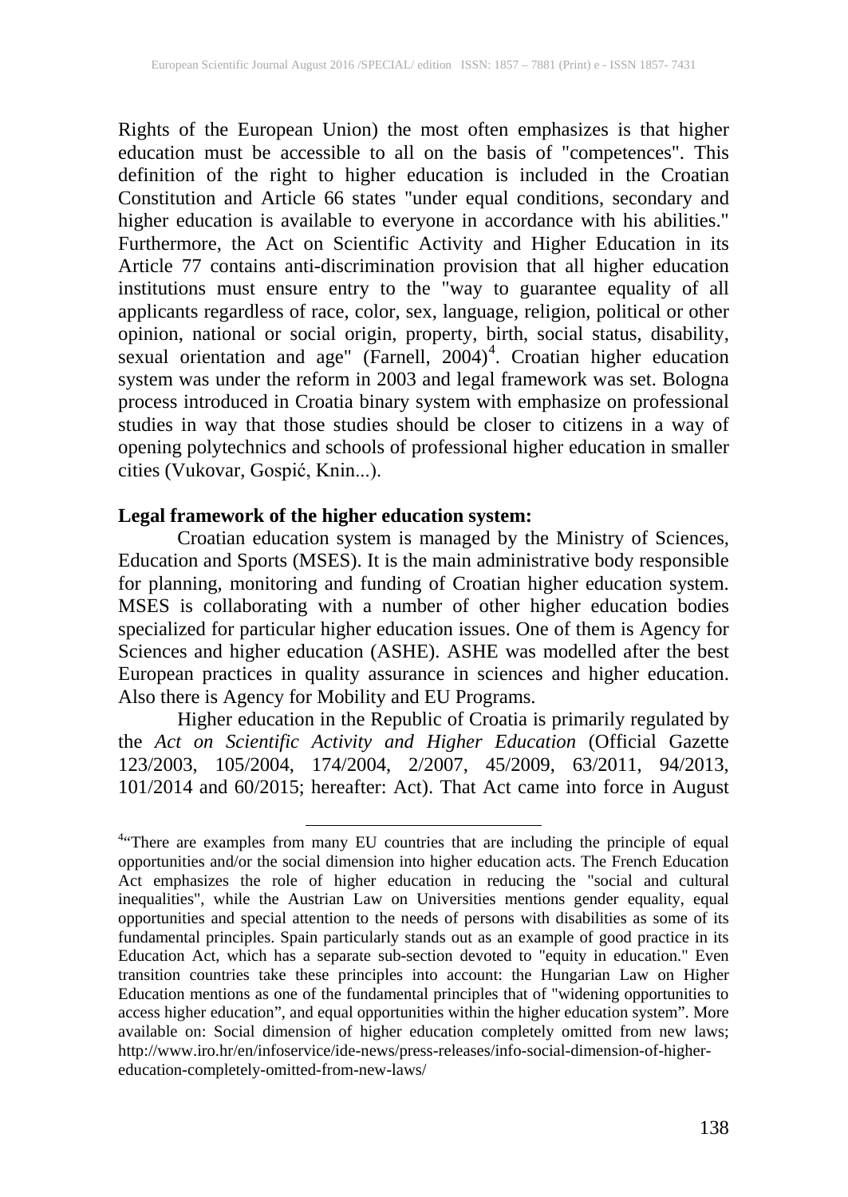Rights of the European Union) the most often emphasizes is that higher education must be accessible to all on the basis of "competences". This definition of the right to higher education is included in the Croatian Constitution and Article 66 states "under equal conditions, secondary and higher education is available to everyone in accordance with his abilities." Furthermore, the Act on Scientific Activity and Higher Education in its Article 77 contains anti-discrimination provision that all higher education institutions must ensure entry to the "way to guarantee equality of all applicants regardless of race, color, sex, language, religion, political or other opinion, national or social origin, property, birth, social status, disability, sexual orientation and age" (Farnell, 2004)[4]. Croatian higher education system was under the reform in 2003 and legal framework was set. Bologna process introduced in Croatia binary system with emphasize on professional studies in way that those studies should be closer to citizens in a way of opening polytechnics and schools of professional higher education in smaller cities (Vukovar, Gospić, Knin...).

**Legal framework of the higher education system:**

Croatian education system is managed by the Ministry of Sciences, Education and Sports (MSES). It is the main administrative body responsible for planning, monitoring and funding of Croatian higher education system. MSES is collaborating with a number of other higher education bodies specialized for particular higher education issues. One of them is Agency for Sciences and higher education (ASHE). ASHE was modelled after the best European practices in quality assurance in sciences and higher education. Also there is Agency for Mobility and EU Programs.

Higher education in the Republic of Croatia is primarily regulated by the *Act on Scientific Activity and Higher Education* (Official Gazette 123/2003, 105/2004, 174/2004, 2/2007, 45/2009, 63/2011, 94/2013, 101/2014 and 60/2015; hereafter: Act). That Act came into force in August

---

[4] "There are examples from many EU countries that are including the principle of equal opportunities and/or the social dimension into higher education acts. The French Education Act emphasizes the role of higher education in reducing the "social and cultural inequalities", while the Austrian Law on Universities mentions gender equality, equal opportunities and special attention to the needs of persons with disabilities as some of its fundamental principles. Spain particularly stands out as an example of good practice in its Education Act, which has a separate sub-section devoted to "equity in education." Even transition countries take these principles into account: the Hungarian Law on Higher Education mentions as one of the fundamental principles that of "widening opportunities to access higher education", and equal opportunities within the higher education system". More available on: Social dimension of higher education completely omitted from new laws; http://www.iro.hr/en/infoservice/ide-news/press-releases/info-social-dimension-of-higher-education-completely-omitted-from-new-laws/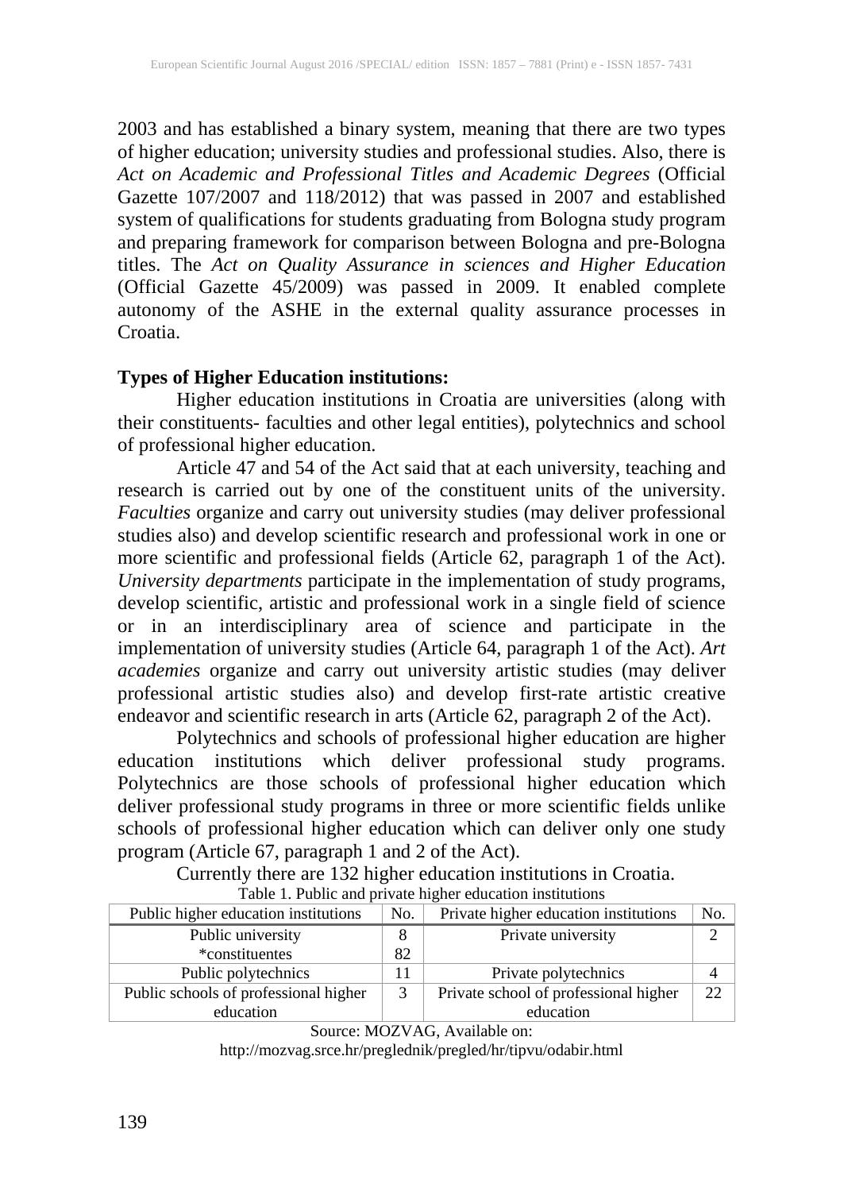2003 and has established a binary system, meaning that there are two types of higher education; university studies and professional studies. Also, there is *Act on Academic and Professional Titles and Academic Degrees* (Official Gazette 107/2007 and 118/2012) that was passed in 2007 and established system of qualifications for students graduating from Bologna study program and preparing framework for comparison between Bologna and pre-Bologna titles. The *Act on Quality Assurance in sciences and Higher Education* (Official Gazette 45/2009) was passed in 2009. It enabled complete autonomy of the ASHE in the external quality assurance processes in Croatia.

**Types of Higher Education institutions:**

Higher education institutions in Croatia are universities (along with their constituents- faculties and other legal entities), polytechnics and school of professional higher education.

Article 47 and 54 of the Act said that at each university, teaching and research is carried out by one of the constituent units of the university. *Faculties* organize and carry out university studies (may deliver professional studies also) and develop scientific research and professional work in one or more scientific and professional fields (Article 62, paragraph 1 of the Act). *University departments* participate in the implementation of study programs, develop scientific, artistic and professional work in a single field of science or in an interdisciplinary area of science and participate in the implementation of university studies (Article 64, paragraph 1 of the Act). *Art academies* organize and carry out university artistic studies (may deliver professional artistic studies also) and develop first-rate artistic creative endeavor and scientific research in arts (Article 62, paragraph 2 of the Act).

Polytechnics and schools of professional higher education are higher education institutions which deliver professional study programs. Polytechnics are those schools of professional higher education which deliver professional study programs in three or more scientific fields unlike schools of professional higher education which can deliver only one study program (Article 67, paragraph 1 and 2 of the Act).

Currently there are 132 higher education institutions in Croatia.

Table 1. Public and private higher education institutions

| Public higher education institutions | No. | Private higher education institutions | No. |
|---|---|---|---|
| Public university<br>*constituentes | 8<br>82 | Private university | 2 |
| Public polytechnics | 11 | Private polytechnics | 4 |
| Public schools of professional higher education | 3 | Private school of professional higher education | 22 |

Source: MOZVAG, Available on:
http://mozvag.srce.hr/preglednik/pregled/hr/tipvu/odabir.html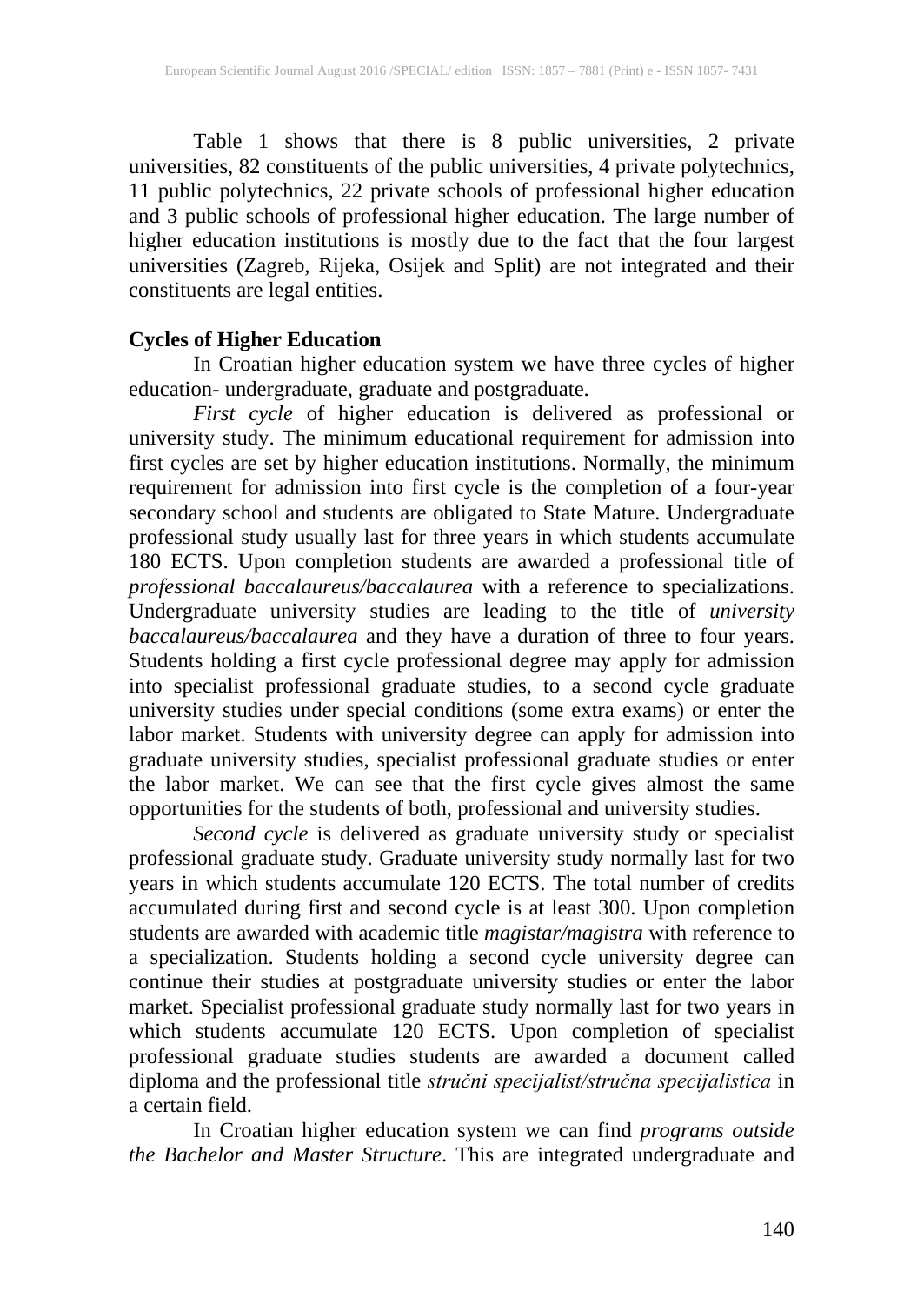Table 1 shows that there is 8 public universities, 2 private universities, 82 constituents of the public universities, 4 private polytechnics, 11 public polytechnics, 22 private schools of professional higher education and 3 public schools of professional higher education. The large number of higher education institutions is mostly due to the fact that the four largest universities (Zagreb, Rijeka, Osijek and Split) are not integrated and their constituents are legal entities.

**Cycles of Higher Education**

In Croatian higher education system we have three cycles of higher education- undergraduate, graduate and postgraduate.

*First cycle* of higher education is delivered as professional or university study. The minimum educational requirement for admission into first cycles are set by higher education institutions. Normally, the minimum requirement for admission into first cycle is the completion of a four-year secondary school and students are obligated to State Mature. Undergraduate professional study usually last for three years in which students accumulate 180 ECTS. Upon completion students are awarded a professional title of *professional baccalaureus/baccalaurea* with a reference to specializations. Undergraduate university studies are leading to the title of *university baccalaureus/baccalaurea* and they have a duration of three to four years. Students holding a first cycle professional degree may apply for admission into specialist professional graduate studies, to a second cycle graduate university studies under special conditions (some extra exams) or enter the labor market. Students with university degree can apply for admission into graduate university studies, specialist professional graduate studies or enter the labor market. We can see that the first cycle gives almost the same opportunities for the students of both, professional and university studies.

*Second cycle* is delivered as graduate university study or specialist professional graduate study. Graduate university study normally last for two years in which students accumulate 120 ECTS. The total number of credits accumulated during first and second cycle is at least 300. Upon completion students are awarded with academic title *magistar/magistra* with reference to a specialization. Students holding a second cycle university degree can continue their studies at postgraduate university studies or enter the labor market. Specialist professional graduate study normally last for two years in which students accumulate 120 ECTS. Upon completion of specialist professional graduate studies students are awarded a document called diploma and the professional title *stručni specijalist/stručna specijalistica* in a certain field.

In Croatian higher education system we can find *programs outside the Bachelor and Master Structure*. This are integrated undergraduate and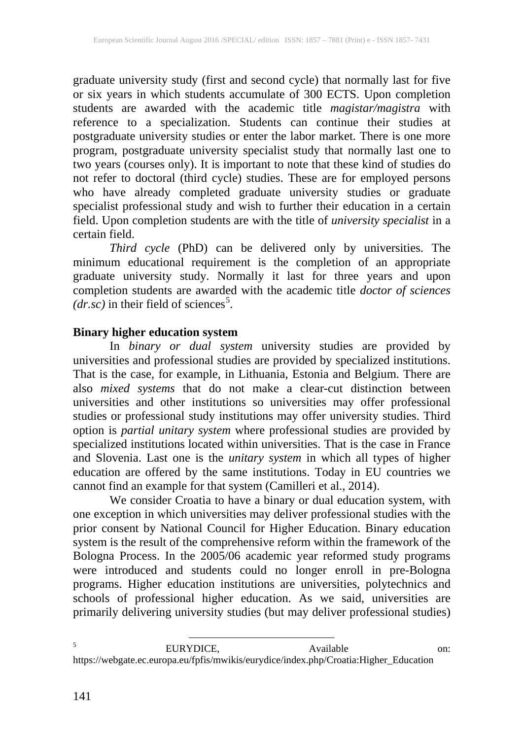graduate university study (first and second cycle) that normally last for five or six years in which students accumulate of 300 ECTS. Upon completion students are awarded with the academic title *magistar/magistra* with reference to a specialization. Students can continue their studies at postgraduate university studies or enter the labor market. There is one more program, postgraduate university specialist study that normally last one to two years (courses only). It is important to note that these kind of studies do not refer to doctoral (third cycle) studies. These are for employed persons who have already completed graduate university studies or graduate specialist professional study and wish to further their education in a certain field. Upon completion students are with the title of *university specialist* in a certain field.

*Third cycle* (PhD) can be delivered only by universities. The minimum educational requirement is the completion of an appropriate graduate university study. Normally it last for three years and upon completion students are awarded with the academic title *doctor of sciences (dr.sc)* in their field of sciences[5].

**Binary higher education system**

In *binary or dual system* university studies are provided by universities and professional studies are provided by specialized institutions. That is the case, for example, in Lithuania, Estonia and Belgium. There are also *mixed systems* that do not make a clear-cut distinction between universities and other institutions so universities may offer professional studies or professional study institutions may offer university studies. Third option is *partial unitary system* where professional studies are provided by specialized institutions located within universities. That is the case in France and Slovenia. Last one is the *unitary system* in which all types of higher education are offered by the same institutions. Today in EU countries we cannot find an example for that system (Camilleri et al., 2014).

We consider Croatia to have a binary or dual education system, with one exception in which universities may deliver professional studies with the prior consent by National Council for Higher Education. Binary education system is the result of the comprehensive reform within the framework of the Bologna Process. In the 2005/06 academic year reformed study programs were introduced and students could no longer enroll in pre-Bologna programs. Higher education institutions are universities, polytechnics and schools of professional higher education. As we said, universities are primarily delivering university studies (but may deliver professional studies)

---

[5] EURYDICE, Available on: https://webgate.ec.europa.eu/fpfis/mwikis/eurydice/index.php/Croatia:Higher_Education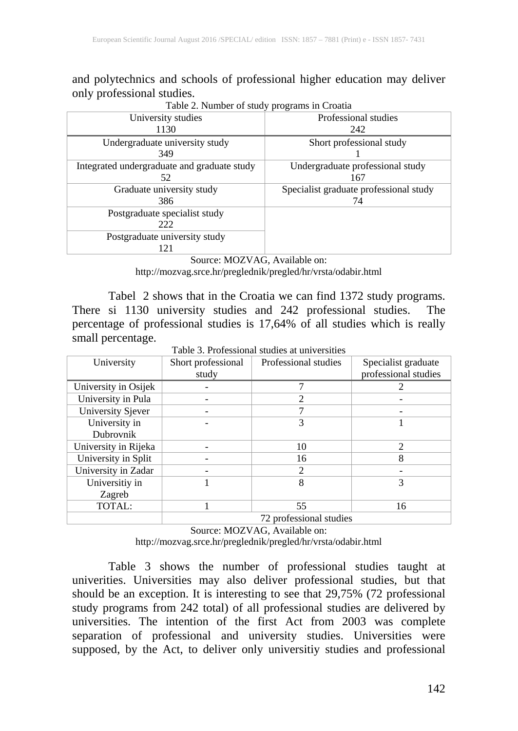and polytechnics and schools of professional higher education may deliver only professional studies.

Table 2. Number of study programs in Croatia

| University studies<br>1130 | Professional studies<br>242 |
|---|---|
| Undergraduate university study<br>349 | Short professional study<br>1 |
| Integrated undergraduate and graduate study<br>52 | Undergraduate professional study<br>167 |
| Graduate university study<br>386 | Specialist graduate professional study<br>74 |
| Postgraduate specialist study<br>222 | |
| Postgraduate university study<br>121 | |

Source: MOZVAG, Available on: http://mozvag.srce.hr/preglednik/pregled/hr/vrsta/odabir.html

Tabel 2 shows that in the Croatia we can find 1372 study programs. There si 1130 university studies and 242 professional studies. The percentage of professional studies is 17,64% of all studies which is really small percentage.

Table 3. Professional studies at universities

| University | Short professional study | Professional studies | Specialist graduate professional studies |
|---|---|---|---|
| University in Osijek | - | 7 | 2 |
| University in Pula | - | 2 | - |
| University Sjever | - | 7 | - |
| University in Dubrovnik | - | 3 | 1 |
| University in Rijeka | - | 10 | 2 |
| University in Split | - | 16 | 8 |
| University in Zadar | - | 2 | - |
| Universitiy in Zagreb | 1 | 8 | 3 |
| TOTAL: | 1 | 55 | 16 |
| | 72 professional studies | | |

Source: MOZVAG, Available on: http://mozvag.srce.hr/preglednik/pregled/hr/vrsta/odabir.html

Table 3 shows the number of professional studies taught at univerities. Universities may also deliver professional studies, but that should be an exception. It is interesting to see that 29,75% (72 professional study programs from 242 total) of all professional studies are delivered by universities. The intention of the first Act from 2003 was complete separation of professional and university studies. Universities were supposed, by the Act, to deliver only universitiy studies and professional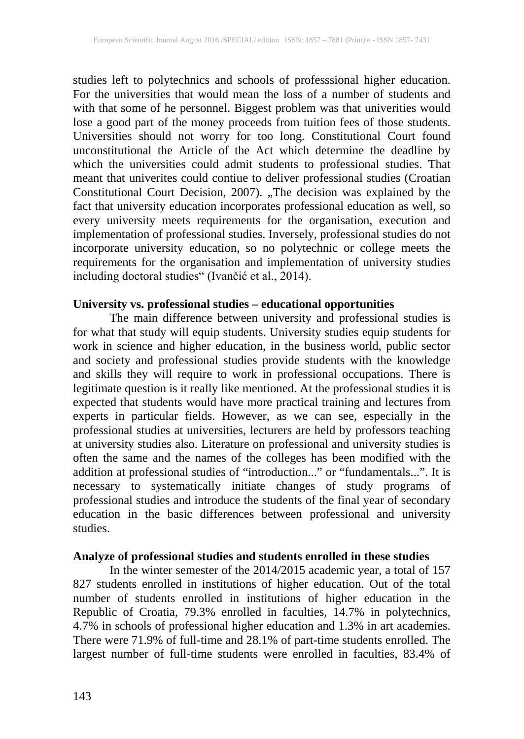studies left to polytechnics and schools of professsional higher education. For the universities that would mean the loss of a number of students and with that some of he personnel. Biggest problem was that univerities would lose a good part of the money proceeds from tuition fees of those students. Universities should not worry for too long. Constitutional Court found unconstitutional the Article of the Act which determine the deadline by which the universities could admit students to professional studies. That meant that univerites could contiue to deliver professional studies (Croatian Constitutional Court Decision, 2007). „The decision was explained by the fact that university education incorporates professional education as well, so every university meets requirements for the organisation, execution and implementation of professional studies. Inversely, professional studies do not incorporate university education, so no polytechnic or college meets the requirements for the organisation and implementation of university studies including doctoral studies" (Ivančić et al., 2014).

**University vs. professional studies – educational opportunities**

The main difference between university and professional studies is for what that study will equip students. University studies equip students for work in science and higher education, in the business world, public sector and society and professional studies provide students with the knowledge and skills they will require to work in professional occupations. There is legitimate question is it really like mentioned. At the professional studies it is expected that students would have more practical training and lectures from experts in particular fields. However, as we can see, especially in the professional studies at universities, lecturers are held by professors teaching at university studies also. Literature on professional and university studies is often the same and the names of the colleges has been modified with the addition at professional studies of "introduction..." or "fundamentals...". It is necessary to systematically initiate changes of study programs of professional studies and introduce the students of the final year of secondary education in the basic differences between professional and university studies.

**Analyze of professional studies and students enrolled in these studies**

In the winter semester of the 2014/2015 academic year, a total of 157 827 students enrolled in institutions of higher education. Out of the total number of students enrolled in institutions of higher education in the Republic of Croatia, 79.3% enrolled in faculties, 14.7% in polytechnics, 4.7% in schools of professional higher education and 1.3% in art academies. There were 71.9% of full-time and 28.1% of part-time students enrolled. The largest number of full-time students were enrolled in faculties, 83.4% of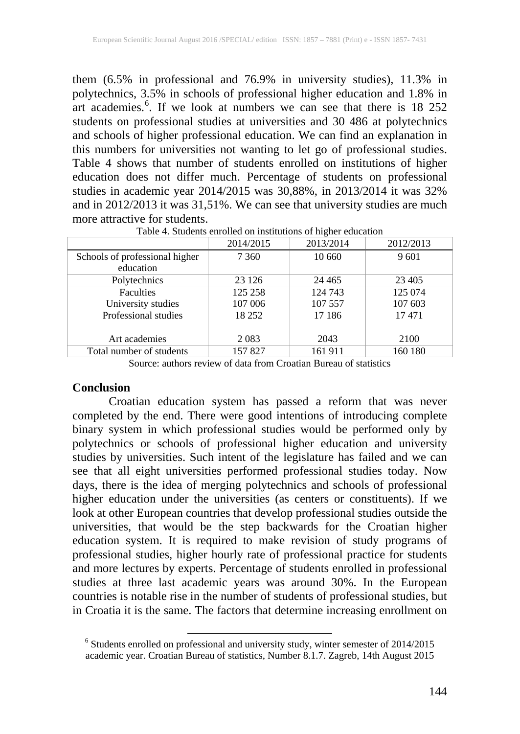them (6.5% in professional and 76.9% in university studies), 11.3% in polytechnics, 3.5% in schools of professional higher education and 1.8% in art academies.[6]. If we look at numbers we can see that there is 18 252 students on professional studies at universities and 30 486 at polytechnics and schools of higher professional education. We can find an explanation in this numbers for universities not wanting to let go of professional studies. Table 4 shows that number of students enrolled on institutions of higher education does not differ much. Percentage of students on professional studies in academic year 2014/2015 was 30,88%, in 2013/2014 it was 32% and in 2012/2013 it was 31,51%. We can see that university studies are much more attractive for students.

Table 4. Students enrolled on institutions of higher education

| | 2014/2015 | 2013/2014 | 2012/2013 |
|---|---|---|---|
| Schools of professional higher education | 7 360 | 10 660 | 9 601 |
| Polytechnics | 23 126 | 24 465 | 23 405 |
| Faculties | 125 258 | 124 743 | 125 074 |
| University studies | 107 006 | 107 557 | 107 603 |
| Professional studies | 18 252 | 17 186 | 17 471 |
| Art academies | 2 083 | 2043 | 2100 |
| Total number of students | 157 827 | 161 911 | 160 180 |

Source: authors review of data from Croatian Bureau of statistics

## Conclusion

Croatian education system has passed a reform that was never completed by the end. There were good intentions of introducing complete binary system in which professional studies would be performed only by polytechnics or schools of professional higher education and university studies by universities. Such intent of the legislature has failed and we can see that all eight universities performed professional studies today. Now days, there is the idea of merging polytechnics and schools of professional higher education under the universities (as centers or constituents). If we look at other European countries that develop professional studies outside the universities, that would be the step backwards for the Croatian higher education system. It is required to make revision of study programs of professional studies, higher hourly rate of professional practice for students and more lectures by experts. Percentage of students enrolled in professional studies at three last academic years was around 30%. In the European countries is notable rise in the number of students of professional studies, but in Croatia it is the same. The factors that determine increasing enrollment on

[6] Students enrolled on professional and university study, winter semester of 2014/2015 academic year. Croatian Bureau of statistics, Number 8.1.7. Zagreb, 14th August 2015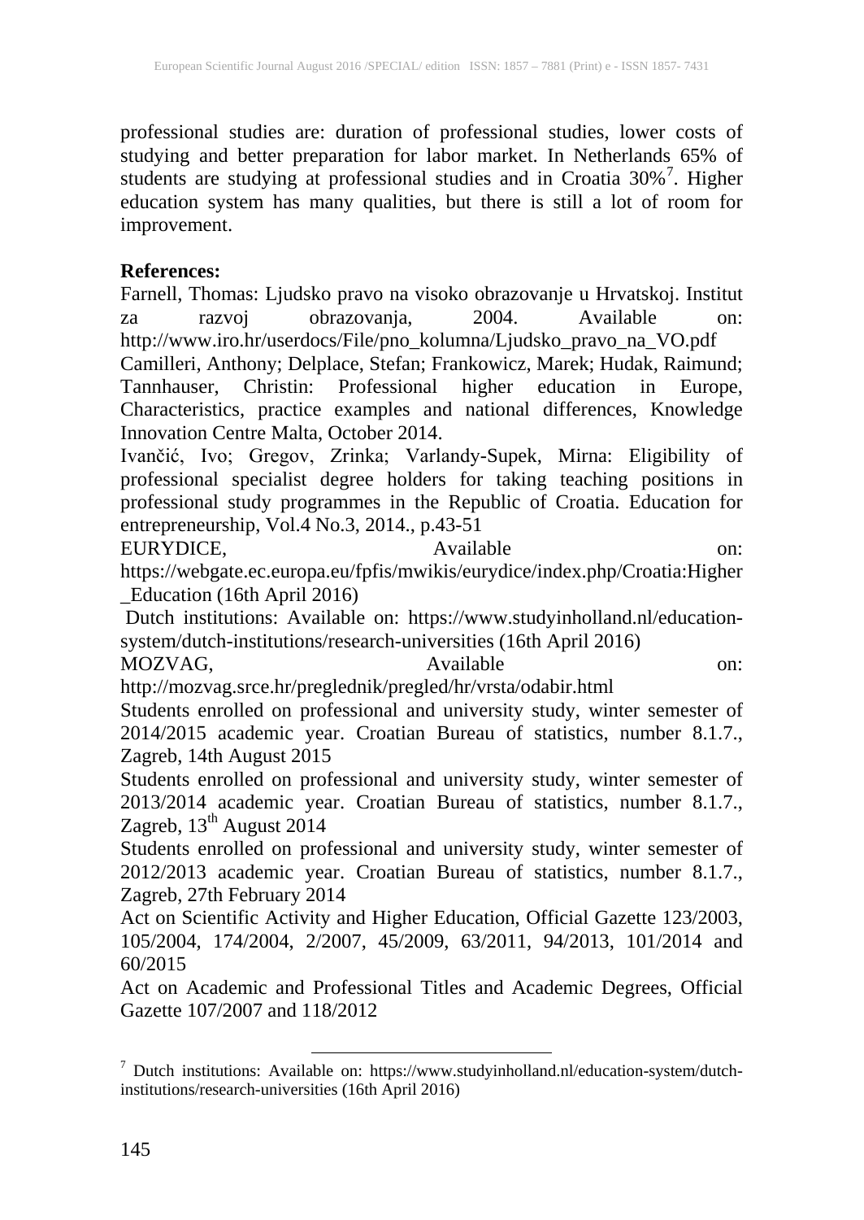professional studies are: duration of professional studies, lower costs of studying and better preparation for labor market. In Netherlands 65% of students are studying at professional studies and in Croatia 30%[7]. Higher education system has many qualities, but there is still a lot of room for improvement.

**References:**

Farnell, Thomas: Ljudsko pravo na visoko obrazovanje u Hrvatskoj. Institut za razvoj obrazovanja, 2004. Available on: http://www.iro.hr/userdocs/File/pno_kolumna/Ljudsko_pravo_na_VO.pdf

Camilleri, Anthony; Delplace, Stefan; Frankowicz, Marek; Hudak, Raimund; Tannhauser, Christin: Professional higher education in Europe, Characteristics, practice examples and national differences, Knowledge Innovation Centre Malta, October 2014.

Ivančić, Ivo; Gregov, Zrinka; Varlandy-Supek, Mirna: Eligibility of professional specialist degree holders for taking teaching positions in professional study programmes in the Republic of Croatia. Education for entrepreneurship, Vol.4 No.3, 2014., p.43-51

EURYDICE, Available on: https://webgate.ec.europa.eu/fpfis/mwikis/eurydice/index.php/Croatia:Higher_Education (16th April 2016)

Dutch institutions: Available on: https://www.studyinholland.nl/education-system/dutch-institutions/research-universities (16th April 2016)

MOZVAG, Available on: http://mozvag.srce.hr/preglednik/pregled/hr/vrsta/odabir.html

Students enrolled on professional and university study, winter semester of 2014/2015 academic year. Croatian Bureau of statistics, number 8.1.7., Zagreb, 14th August 2015

Students enrolled on professional and university study, winter semester of 2013/2014 academic year. Croatian Bureau of statistics, number 8.1.7., Zagreb, 13th August 2014

Students enrolled on professional and university study, winter semester of 2012/2013 academic year. Croatian Bureau of statistics, number 8.1.7., Zagreb, 27th February 2014

Act on Scientific Activity and Higher Education, Official Gazette 123/2003, 105/2004, 174/2004, 2/2007, 45/2009, 63/2011, 94/2013, 101/2014 and 60/2015

Act on Academic and Professional Titles and Academic Degrees, Official Gazette 107/2007 and 118/2012

---

[7] Dutch institutions: Available on: https://www.studyinholland.nl/education-system/dutch-institutions/research-universities (16th April 2016)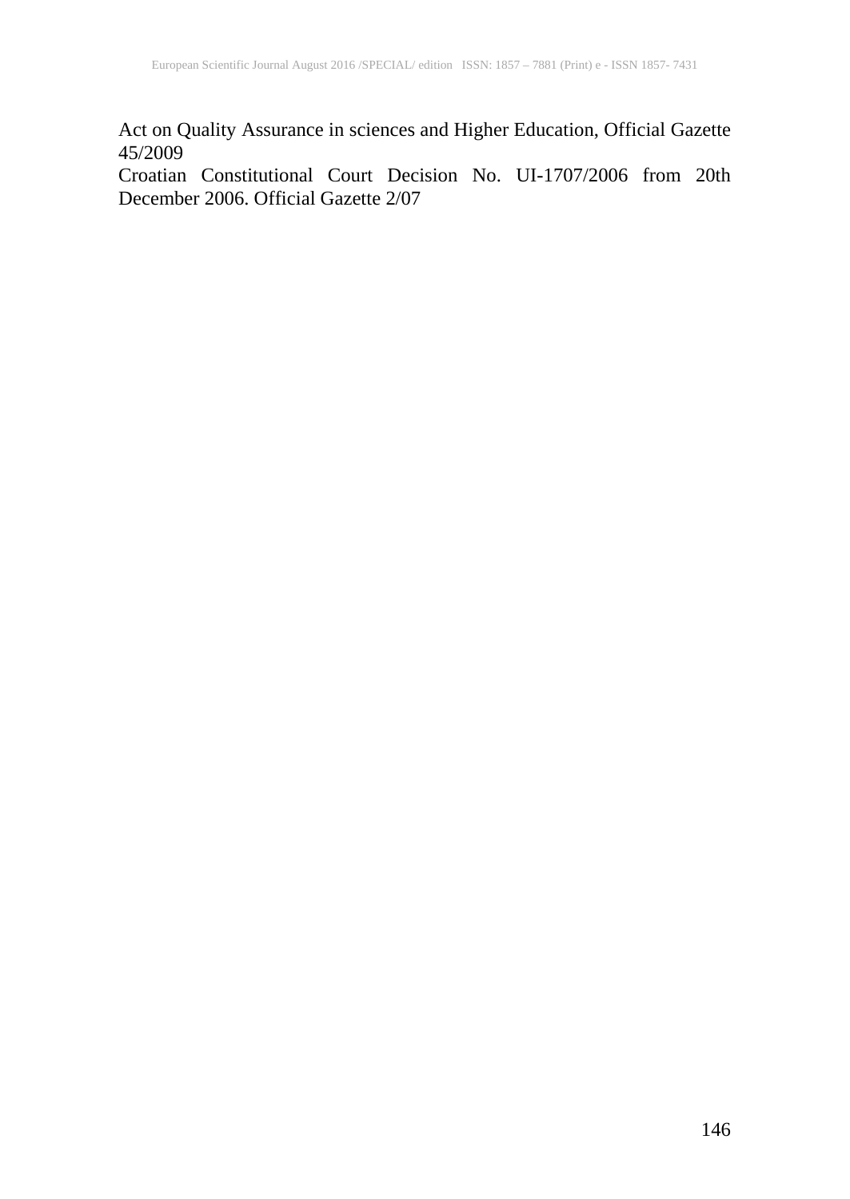Act on Quality Assurance in sciences and Higher Education, Official Gazette 45/2009

Croatian Constitutional Court Decision No. UI-1707/2006 from 20th December 2006. Official Gazette 2/07